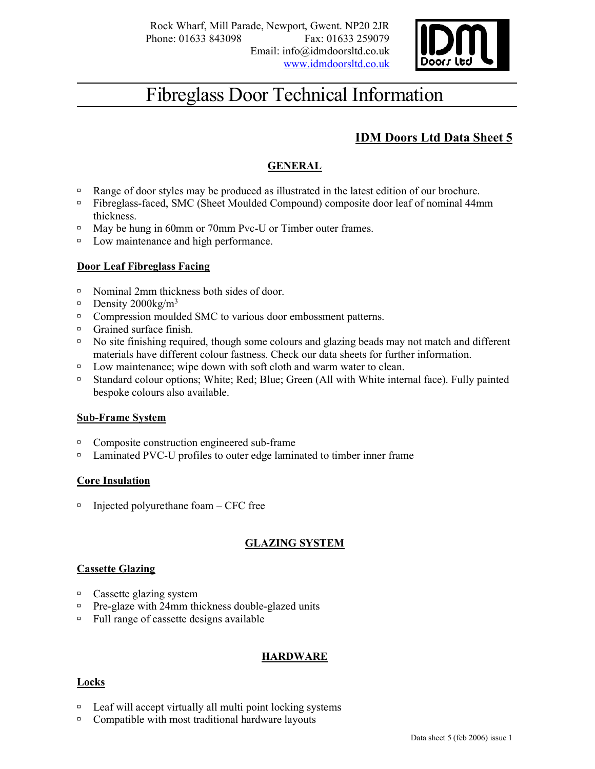Rock Wharf, Mill Parade, Newport, Gwent. NP20 2JR
Phone: 01633 843098 Fax: 01633 259079
Email: info@idmdoorsltd.co.uk
www.idmdoorsltd.co.uk

# Fibreglass Door Technical Information

## IDM Doors Ltd Data Sheet 5

### GENERAL

- Range of door styles may be produced as illustrated in the latest edition of our brochure.
- Fibreglass-faced, SMC (Sheet Moulded Compound) composite door leaf of nominal 44mm thickness.
- May be hung in 60mm or 70mm Pvc-U or Timber outer frames.
- Low maintenance and high performance.

#### Door Leaf Fibreglass Facing

- Nominal 2mm thickness both sides of door.
- Density 2000kg/$m^3$
- Compression moulded SMC to various door embossment patterns.
- Grained surface finish.
- No site finishing required, though some colours and glazing beads may not match and different materials have different colour fastness. Check our data sheets for further information.
- Low maintenance; wipe down with soft cloth and warm water to clean.
- Standard colour options; White; Red; Blue; Green (All with White internal face). Fully painted bespoke colours also available.

#### Sub-Frame System

- Composite construction engineered sub-frame
- Laminated PVC-U profiles to outer edge laminated to timber inner frame

#### Core Insulation

- Injected polyurethane foam – CFC free

### GLAZING SYSTEM

#### Cassette Glazing

- Cassette glazing system
- Pre-glaze with 24mm thickness double-glazed units
- Full range of cassette designs available

### HARDWARE

#### Locks

- Leaf will accept virtually all multi point locking systems
- Compatible with most traditional hardware layouts

Data sheet 5 (feb 2006) issue 1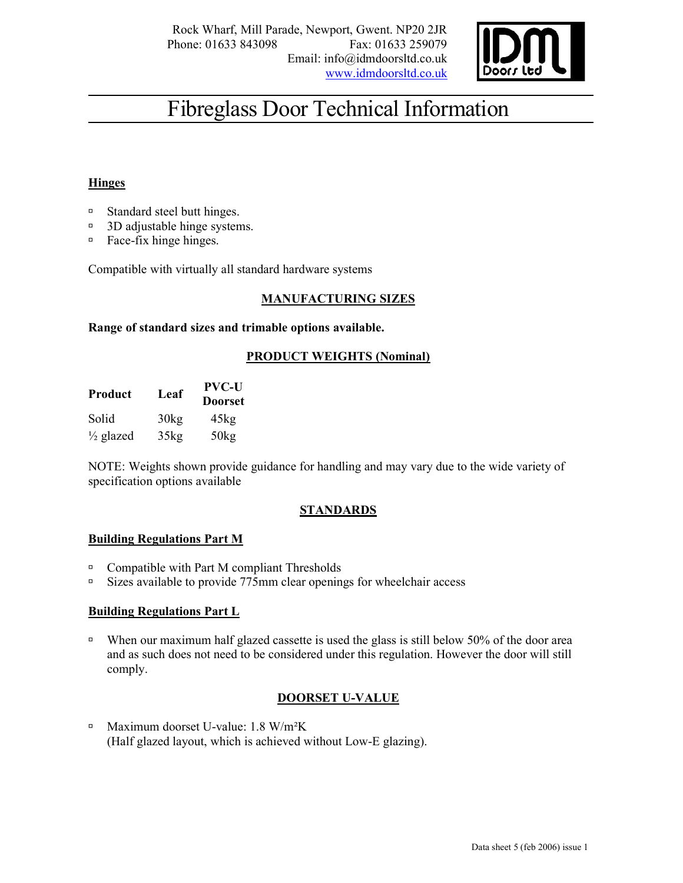Rock Wharf, Mill Parade, Newport, Gwent. NP20 2JR
Phone: 01633 843098 Fax: 01633 259079
Email: info@idmdoorsltd.co.uk
www.idmdoorsltd.co.uk

# Fibreglass Door Technical Information

## Hinges

- Standard steel butt hinges.
- 3D adjustable hinge systems.
- Face-fix hinge hinges.

Compatible with virtually all standard hardware systems

## MANUFACTURING SIZES

**Range of standard sizes and trimable options available.**

## PRODUCT WEIGHTS (Nominal)

| Product | Leaf | PVC-U Doorset |
|---|---|---|
| Solid | 30kg | 45kg |
| ½ glazed | 35kg | 50kg |

NOTE: Weights shown provide guidance for handling and may vary due to the wide variety of specification options available

## STANDARDS

### Building Regulations Part M

- Compatible with Part M compliant Thresholds
- Sizes available to provide 775mm clear openings for wheelchair access

### Building Regulations Part L

- When our maximum half glazed cassette is used the glass is still below 50% of the door area and as such does not need to be considered under this regulation. However the door will still comply.

## DOORSET U-VALUE

- Maximum doorset U-value: 1.8 $W/m^2K$
  (Half glazed layout, which is achieved without Low-E glazing).

Data sheet 5 (feb 2006) issue 1